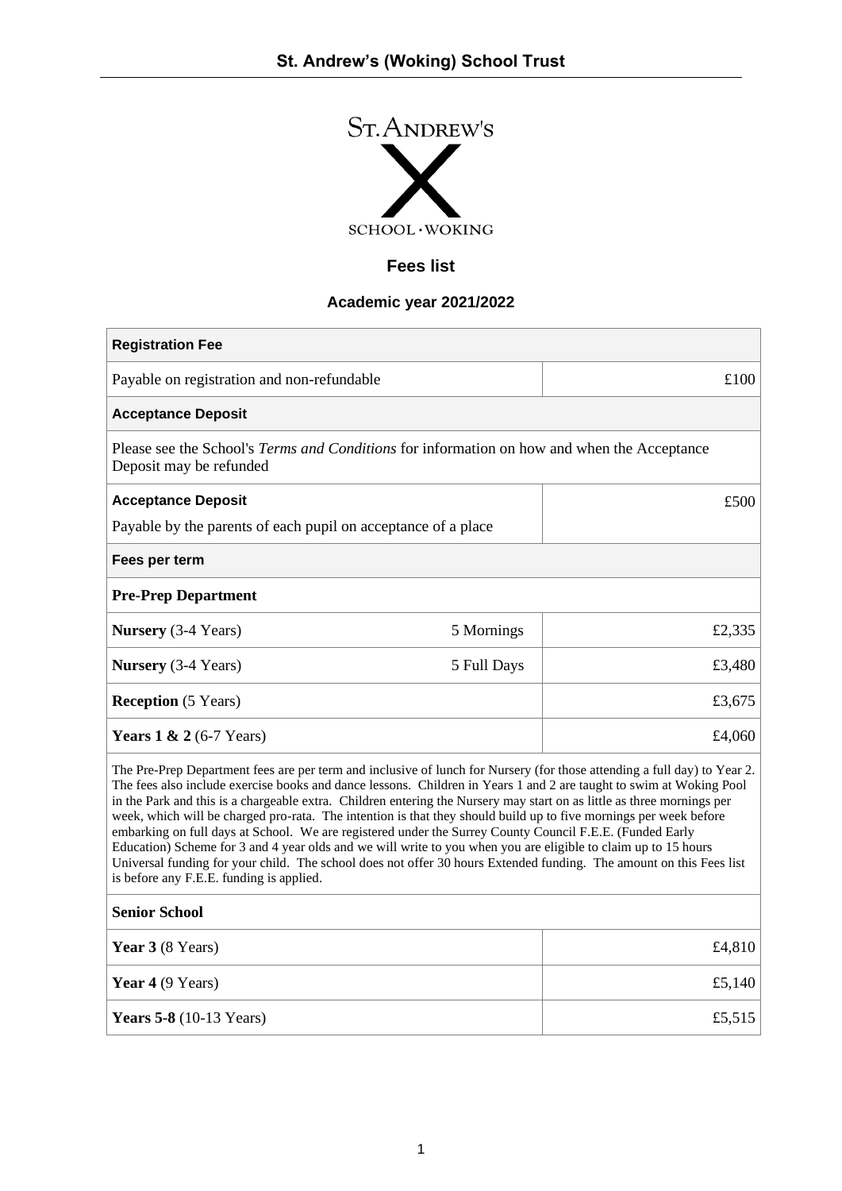# St. Andrew's (Woking) School Trust

ST. ANDREW'S

SCHOOL · WOKING

## Fees list

### Academic year 2021/2022

| **Registration Fee** | | |
|---|---|---|
| Payable on registration and non-refundable | | £100 |
| **Acceptance Deposit** | | |
| Please see the School's *Terms and Conditions* for information on how and when the Acceptance Deposit may be refunded | | |
| **Acceptance Deposit**<br>Payable by the parents of each pupil on acceptance of a place | | £500 |
| **Fees per term** | | |
| **Pre-Prep Department** | | |
| **Nursery** (3-4 Years) | 5 Mornings | £2,335 |
| **Nursery** (3-4 Years) | 5 Full Days | £3,480 |
| **Reception** (5 Years) | | £3,675 |
| **Years 1 & 2** (6-7 Years) | | £4,060 |
| The Pre-Prep Department fees are per term and inclusive of lunch for Nursery (for those attending a full day) to Year 2. The fees also include exercise books and dance lessons. Children in Years 1 and 2 are taught to swim at Woking Pool in the Park and this is a chargeable extra. Children entering the Nursery may start on as little as three mornings per week, which will be charged pro-rata. The intention is that they should build up to five mornings per week before embarking on full days at School. We are registered under the Surrey County Council F.E.E. (Funded Early Education) Scheme for 3 and 4 year olds and we will write to you when you are eligible to claim up to 15 hours Universal funding for your child. The school does not offer 30 hours Extended funding. The amount on this Fees list is before any F.E.E. funding is applied. | | |
| **Senior School** | | |
| **Year 3** (8 Years) | | £4,810 |
| **Year 4** (9 Years) | | £5,140 |
| **Years 5-8** (10-13 Years) | | £5,515 |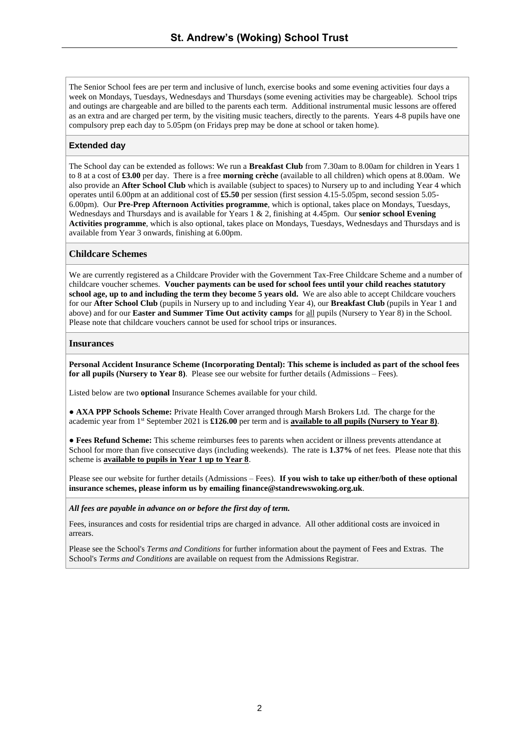# St. Andrew's (Woking) School Trust

The Senior School fees are per term and inclusive of lunch, exercise books and some evening activities four days a week on Mondays, Tuesdays, Wednesdays and Thursdays (some evening activities may be chargeable). School trips and outings are chargeable and are billed to the parents each term. Additional instrumental music lessons are offered as an extra and are charged per term, by the visiting music teachers, directly to the parents. Years 4-8 pupils have one compulsory prep each day to 5.05pm (on Fridays prep may be done at school or taken home).

## Extended day

The School day can be extended as follows: We run a **Breakfast Club** from 7.30am to 8.00am for children in Years 1 to 8 at a cost of **£3.00** per day. There is a free **morning crèche** (available to all children) which opens at 8.00am. We also provide an **After School Club** which is available (subject to spaces) to Nursery up to and including Year 4 which operates until 6.00pm at an additional cost of **£5.50** per session (first session 4.15-5.05pm, second session 5.05-6.00pm). Our **Pre-Prep Afternoon Activities programme**, which is optional, takes place on Mondays, Tuesdays, Wednesdays and Thursdays and is available for Years 1 & 2, finishing at 4.45pm. Our **senior school Evening Activities programme**, which is also optional, takes place on Mondays, Tuesdays, Wednesdays and Thursdays and is available from Year 3 onwards, finishing at 6.00pm.

## Childcare Schemes

We are currently registered as a Childcare Provider with the Government Tax-Free Childcare Scheme and a number of childcare voucher schemes. **Voucher payments can be used for school fees until your child reaches statutory school age, up to and including the term they become 5 years old.** We are also able to accept Childcare vouchers for our **After School Club** (pupils in Nursery up to and including Year 4), our **Breakfast Club** (pupils in Year 1 and above) and for our **Easter and Summer Time Out activity camps** for <u>all</u> pupils (Nursery to Year 8) in the School. Please note that childcare vouchers cannot be used for school trips or insurances.

## Insurances

**Personal Accident Insurance Scheme (Incorporating Dental): This scheme is included as part of the school fees for all pupils (Nursery to Year 8)**. Please see our website for further details (Admissions – Fees).

Listed below are two **optional** Insurance Schemes available for your child.

● **AXA PPP Schools Scheme:** Private Health Cover arranged through Marsh Brokers Ltd. The charge for the academic year from 1st September 2021 is **£126.00** per term and is **<u>available to all pupils (Nursery to Year 8)</u>**.

● **Fees Refund Scheme:** This scheme reimburses fees to parents when accident or illness prevents attendance at School for more than five consecutive days (including weekends). The rate is **1.37%** of net fees. Please note that this scheme is **<u>available to pupils in Year 1 up to Year 8</u>**.

Please see our website for further details (Admissions – Fees). **If you wish to take up either/both of these optional insurance schemes, please inform us by emailing finance@standrewswoking.org.uk**.

***All fees are payable in advance on or before the first day of term.***

Fees, insurances and costs for residential trips are charged in advance. All other additional costs are invoiced in arrears.

Please see the School's *Terms and Conditions* for further information about the payment of Fees and Extras. The School's *Terms and Conditions* are available on request from the Admissions Registrar.